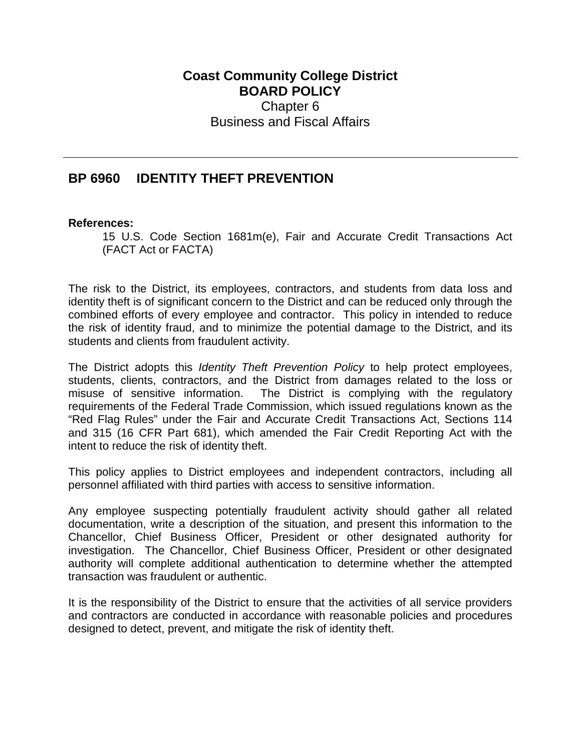**Coast Community College District**
**BOARD POLICY**
Chapter 6
Business and Fiscal Affairs

---

## BP 6960 IDENTITY THEFT PREVENTION

**References:**

15 U.S. Code Section 1681m(e), Fair and Accurate Credit Transactions Act (FACT Act or FACTA)

The risk to the District, its employees, contractors, and students from data loss and identity theft is of significant concern to the District and can be reduced only through the combined efforts of every employee and contractor. This policy in intended to reduce the risk of identity fraud, and to minimize the potential damage to the District, and its students and clients from fraudulent activity.

The District adopts this *Identity Theft Prevention Policy* to help protect employees, students, clients, contractors, and the District from damages related to the loss or misuse of sensitive information. The District is complying with the regulatory requirements of the Federal Trade Commission, which issued regulations known as the "Red Flag Rules" under the Fair and Accurate Credit Transactions Act, Sections 114 and 315 (16 CFR Part 681), which amended the Fair Credit Reporting Act with the intent to reduce the risk of identity theft.

This policy applies to District employees and independent contractors, including all personnel affiliated with third parties with access to sensitive information.

Any employee suspecting potentially fraudulent activity should gather all related documentation, write a description of the situation, and present this information to the Chancellor, Chief Business Officer, President or other designated authority for investigation. The Chancellor, Chief Business Officer, President or other designated authority will complete additional authentication to determine whether the attempted transaction was fraudulent or authentic.

It is the responsibility of the District to ensure that the activities of all service providers and contractors are conducted in accordance with reasonable policies and procedures designed to detect, prevent, and mitigate the risk of identity theft.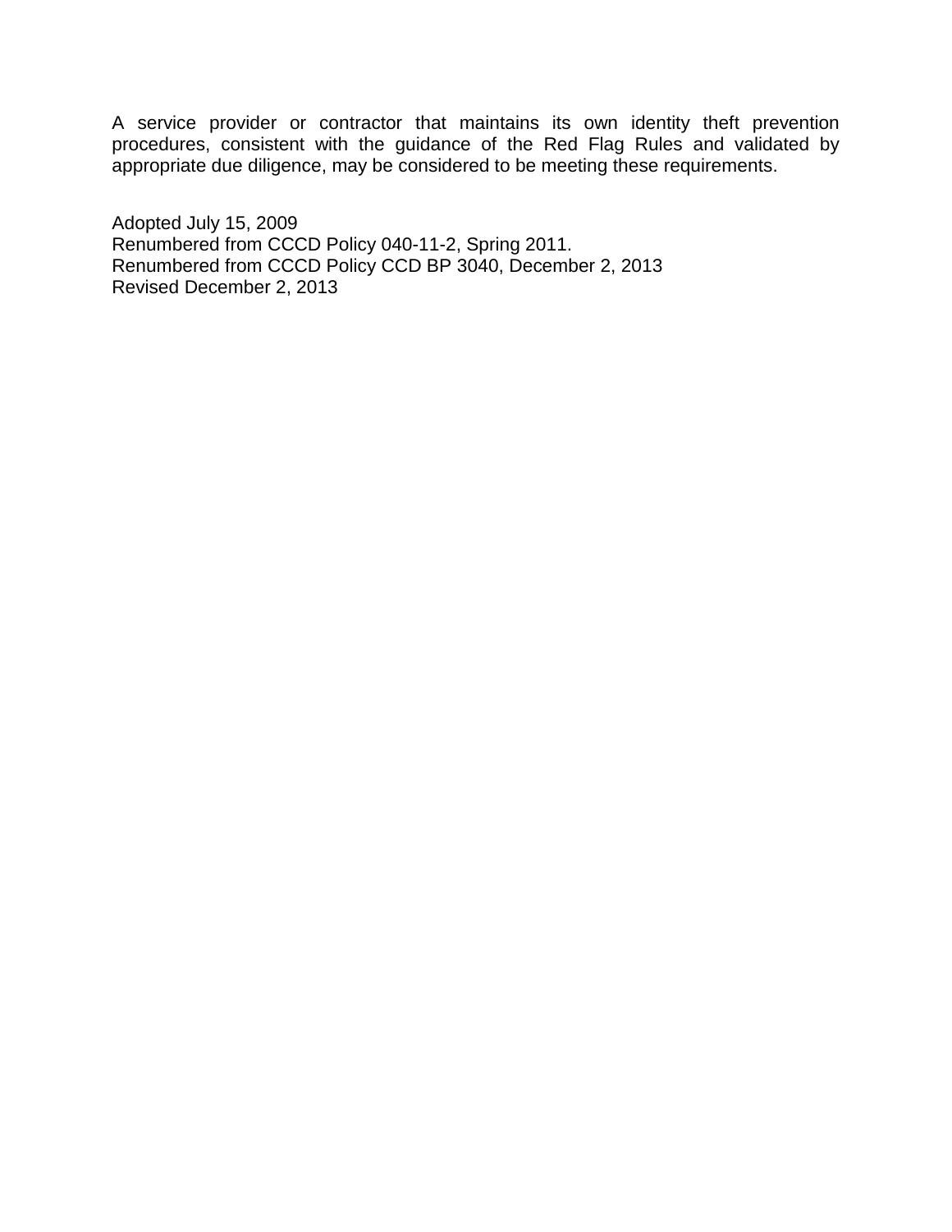A service provider or contractor that maintains its own identity theft prevention procedures, consistent with the guidance of the Red Flag Rules and validated by appropriate due diligence, may be considered to be meeting these requirements.

Adopted July 15, 2009
Renumbered from CCCD Policy 040-11-2, Spring 2011.
Renumbered from CCCD Policy CCD BP 3040, December 2, 2013
Revised December 2, 2013